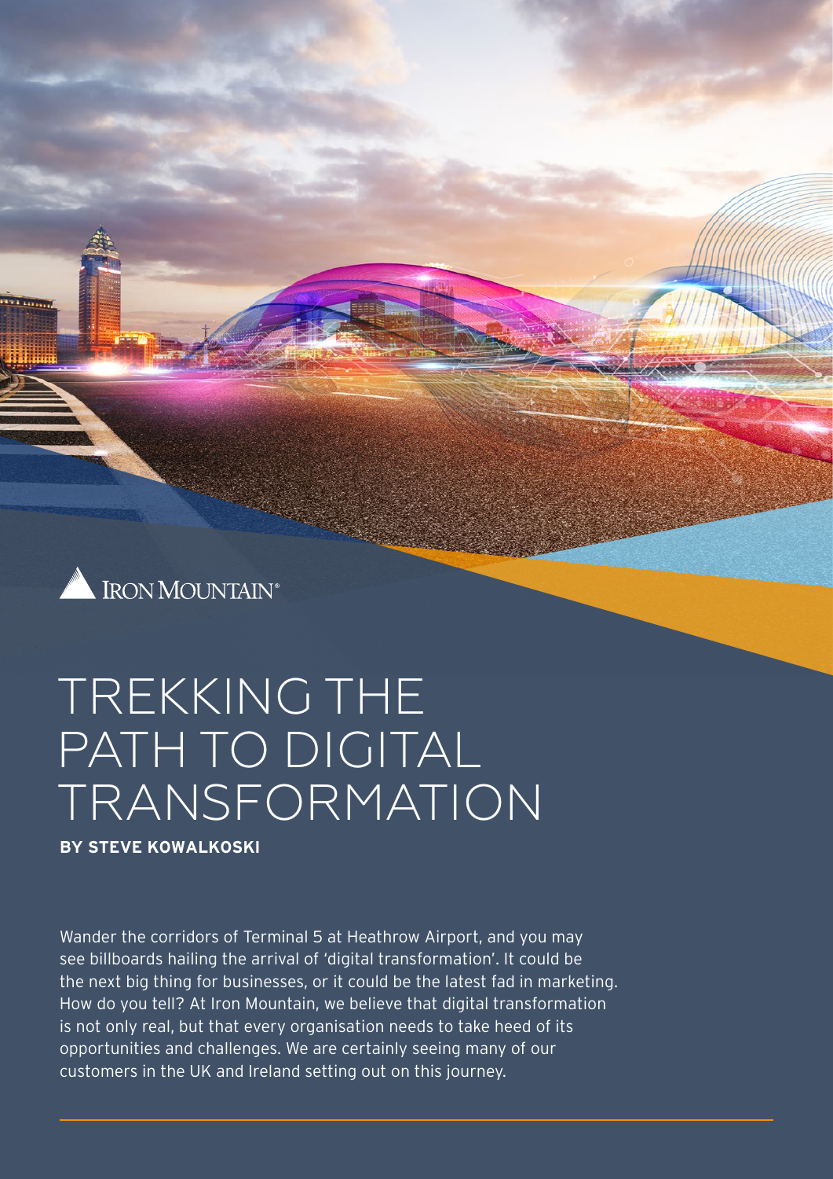# TREKKING THE PATH TO DIGITAL TRANSFORMATION

**BY STEVE KOWALKOSKI**

Wander the corridors of Terminal 5 at Heathrow Airport, and you may see billboards hailing the arrival of 'digital transformation'. It could be the next big thing for businesses, or it could be the latest fad in marketing. How do you tell? At Iron Mountain, we believe that digital transformation is not only real, but that every organisation needs to take heed of its opportunities and challenges. We are certainly seeing many of our customers in the UK and Ireland setting out on this journey.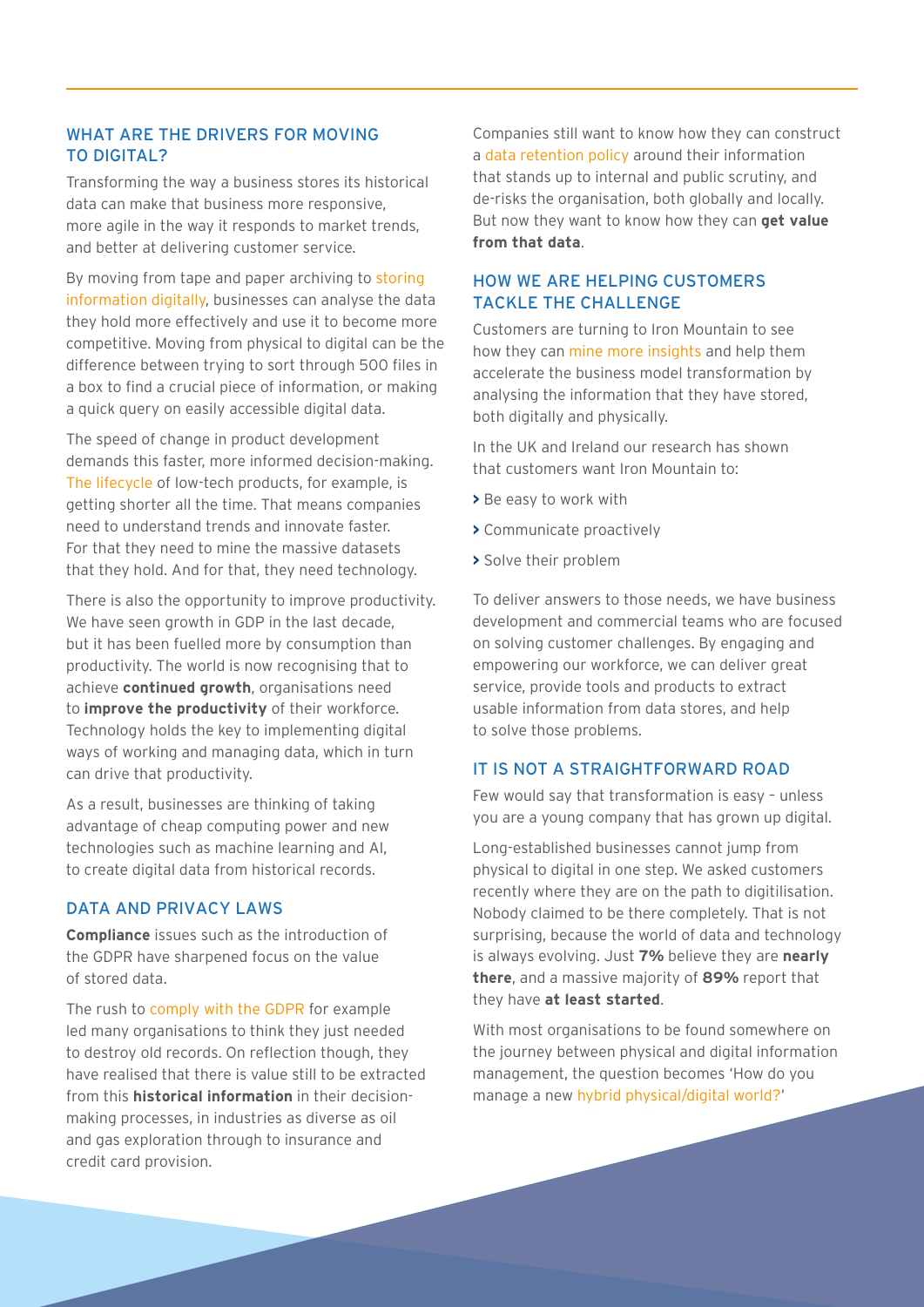## WHAT ARE THE DRIVERS FOR MOVING TO DIGITAL?

Transforming the way a business stores its historical data can make that business more responsive, more agile in the way it responds to market trends, and better at delivering customer service.

By moving from tape and paper archiving to storing information digitally, businesses can analyse the data they hold more effectively and use it to become more competitive. Moving from physical to digital can be the difference between trying to sort through 500 files in a box to find a crucial piece of information, or making a quick query on easily accessible digital data.

The speed of change in product development demands this faster, more informed decision-making. The lifecycle of low-tech products, for example, is getting shorter all the time. That means companies need to understand trends and innovate faster. For that they need to mine the massive datasets that they hold. And for that, they need technology.

There is also the opportunity to improve productivity. We have seen growth in GDP in the last decade, but it has been fuelled more by consumption than productivity. The world is now recognising that to achieve **continued growth**, organisations need to **improve the productivity** of their workforce. Technology holds the key to implementing digital ways of working and managing data, which in turn can drive that productivity.

As a result, businesses are thinking of taking advantage of cheap computing power and new technologies such as machine learning and AI, to create digital data from historical records.

## DATA AND PRIVACY LAWS

**Compliance** issues such as the introduction of the GDPR have sharpened focus on the value of stored data.

The rush to comply with the GDPR for example led many organisations to think they just needed to destroy old records. On reflection though, they have realised that there is value still to be extracted from this **historical information** in their decision-making processes, in industries as diverse as oil and gas exploration through to insurance and credit card provision.

Companies still want to know how they can construct a data retention policy around their information that stands up to internal and public scrutiny, and de-risks the organisation, both globally and locally. But now they want to know how they can **get value from that data**.

## HOW WE ARE HELPING CUSTOMERS TACKLE THE CHALLENGE

Customers are turning to Iron Mountain to see how they can mine more insights and help them accelerate the business model transformation by analysing the information that they have stored, both digitally and physically.

In the UK and Ireland our research has shown that customers want Iron Mountain to:

- Be easy to work with
- Communicate proactively
- Solve their problem

To deliver answers to those needs, we have business development and commercial teams who are focused on solving customer challenges. By engaging and empowering our workforce, we can deliver great service, provide tools and products to extract usable information from data stores, and help to solve those problems.

## IT IS NOT A STRAIGHTFORWARD ROAD

Few would say that transformation is easy – unless you are a young company that has grown up digital.

Long-established businesses cannot jump from physical to digital in one step. We asked customers recently where they are on the path to digitilisation. Nobody claimed to be there completely. That is not surprising, because the world of data and technology is always evolving. Just **7%** believe they are **nearly there**, and a massive majority of **89%** report that they have **at least started**.

With most organisations to be found somewhere on the journey between physical and digital information management, the question becomes 'How do you manage a new hybrid physical/digital world?'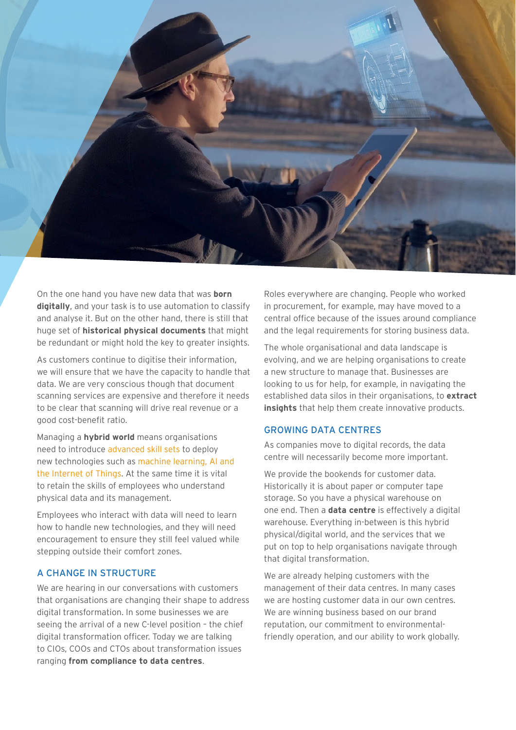On the one hand you have new data that was **born digitally**, and your task is to use automation to classify and analyse it. But on the other hand, there is still that huge set of **historical physical documents** that might be redundant or might hold the key to greater insights.

As customers continue to digitise their information, we will ensure that we have the capacity to handle that data. We are very conscious though that document scanning services are expensive and therefore it needs to be clear that scanning will drive real revenue or a good cost-benefit ratio.

Managing a **hybrid world** means organisations need to introduce advanced skill sets to deploy new technologies such as machine learning, AI and the Internet of Things. At the same time it is vital to retain the skills of employees who understand physical data and its management.

Employees who interact with data will need to learn how to handle new technologies, and they will need encouragement to ensure they still feel valued while stepping outside their comfort zones.

## A CHANGE IN STRUCTURE

We are hearing in our conversations with customers that organisations are changing their shape to address digital transformation. In some businesses we are seeing the arrival of a new C-level position – the chief digital transformation officer. Today we are talking to CIOs, COOs and CTOs about transformation issues ranging **from compliance to data centres**.

Roles everywhere are changing. People who worked in procurement, for example, may have moved to a central office because of the issues around compliance and the legal requirements for storing business data.

The whole organisational and data landscape is evolving, and we are helping organisations to create a new structure to manage that. Businesses are looking to us for help, for example, in navigating the established data silos in their organisations, to **extract insights** that help them create innovative products.

## GROWING DATA CENTRES

As companies move to digital records, the data centre will necessarily become more important.

We provide the bookends for customer data. Historically it is about paper or computer tape storage. So you have a physical warehouse on one end. Then a **data centre** is effectively a digital warehouse. Everything in-between is this hybrid physical/digital world, and the services that we put on top to help organisations navigate through that digital transformation.

We are already helping customers with the management of their data centres. In many cases we are hosting customer data in our own centres. We are winning business based on our brand reputation, our commitment to environmental-friendly operation, and our ability to work globally.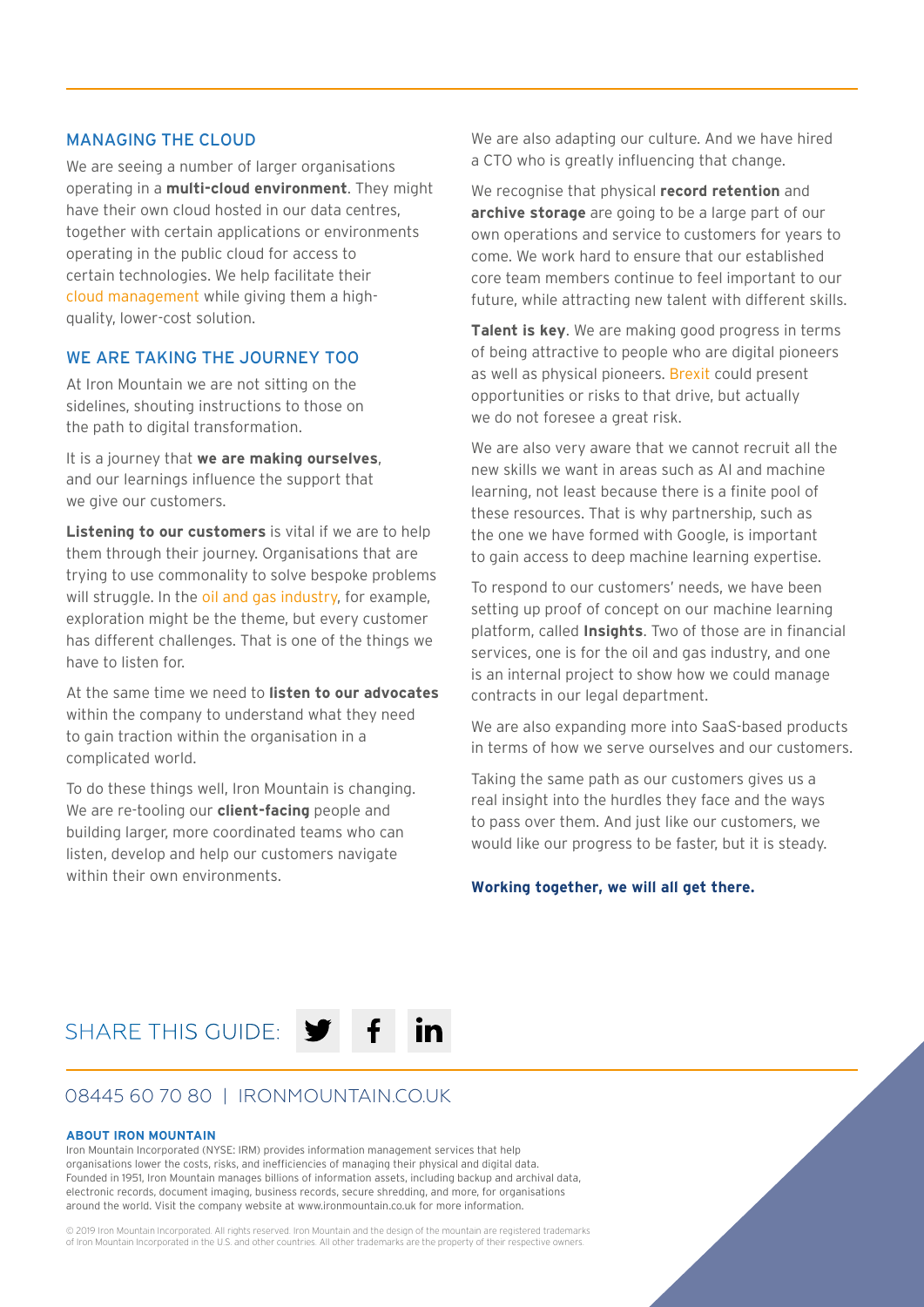## MANAGING THE CLOUD

We are seeing a number of larger organisations operating in a **multi-cloud environment**. They might have their own cloud hosted in our data centres, together with certain applications or environments operating in the public cloud for access to certain technologies. We help facilitate their cloud management while giving them a high-quality, lower-cost solution.

## WE ARE TAKING THE JOURNEY TOO

At Iron Mountain we are not sitting on the sidelines, shouting instructions to those on the path to digital transformation.

It is a journey that **we are making ourselves**, and our learnings influence the support that we give our customers.

**Listening to our customers** is vital if we are to help them through their journey. Organisations that are trying to use commonality to solve bespoke problems will struggle. In the oil and gas industry, for example, exploration might be the theme, but every customer has different challenges. That is one of the things we have to listen for.

At the same time we need to **listen to our advocates** within the company to understand what they need to gain traction within the organisation in a complicated world.

To do these things well, Iron Mountain is changing. We are re-tooling our **client-facing** people and building larger, more coordinated teams who can listen, develop and help our customers navigate within their own environments.

We are also adapting our culture. And we have hired a CTO who is greatly influencing that change.

We recognise that physical **record retention** and **archive storage** are going to be a large part of our own operations and service to customers for years to come. We work hard to ensure that our established core team members continue to feel important to our future, while attracting new talent with different skills.

**Talent is key**. We are making good progress in terms of being attractive to people who are digital pioneers as well as physical pioneers. Brexit could present opportunities or risks to that drive, but actually we do not foresee a great risk.

We are also very aware that we cannot recruit all the new skills we want in areas such as AI and machine learning, not least because there is a finite pool of these resources. That is why partnership, such as the one we have formed with Google, is important to gain access to deep machine learning expertise.

To respond to our customers' needs, we have been setting up proof of concept on our machine learning platform, called **Insights**. Two of those are in financial services, one is for the oil and gas industry, and one is an internal project to show how we could manage contracts in our legal department.

We are also expanding more into SaaS-based products in terms of how we serve ourselves and our customers.

Taking the same path as our customers gives us a real insight into the hurdles they face and the ways to pass over them. And just like our customers, we would like our progress to be faster, but it is steady.

**Working together, we will all get there.**

SHARE THIS GUIDE:

08445 60 70 80 | IRONMOUNTAIN.CO.UK

**ABOUT IRON MOUNTAIN**

Iron Mountain Incorporated (NYSE: IRM) provides information management services that help organisations lower the costs, risks, and inefficiencies of managing their physical and digital data. Founded in 1951, Iron Mountain manages billions of information assets, including backup and archival data, electronic records, document imaging, business records, secure shredding, and more, for organisations around the world. Visit the company website at www.ironmountain.co.uk for more information.

© 2019 Iron Mountain Incorporated. All rights reserved. Iron Mountain and the design of the mountain are registered trademarks of Iron Mountain Incorporated in the U.S. and other countries. All other trademarks are the property of their respective owners.